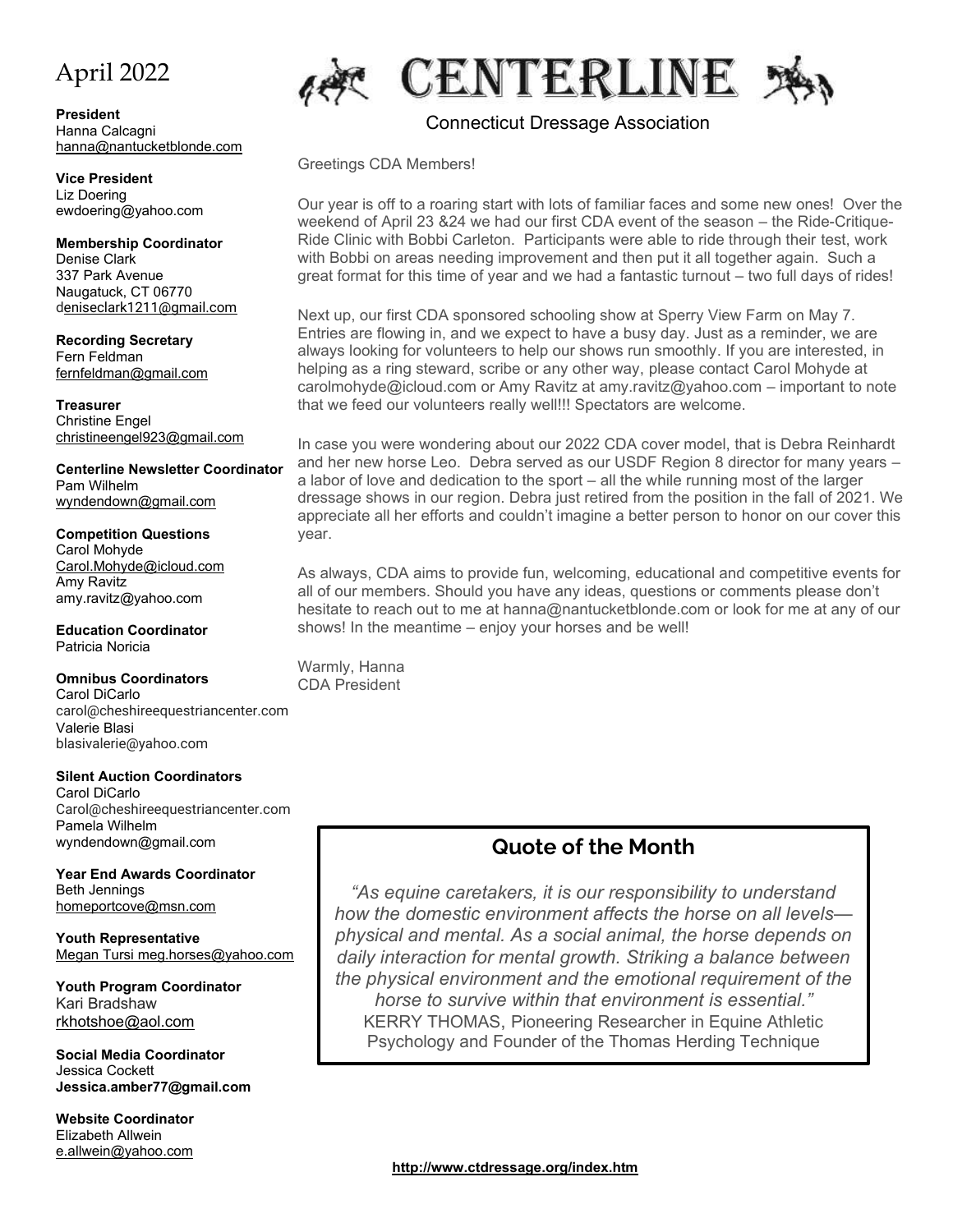# CENTERLINE

Connecticut Dressage Association

April 2022

**President**
Hanna Calcagni
hanna@nantucketblonde.com

**Vice President**
Liz Doering
ewdoering@yahoo.com

**Membership Coordinator**
Denise Clark
337 Park Avenue
Naugatuck, CT 06770
deniseclark1211@gmail.com

**Recording Secretary**
Fern Feldman
fernfeldman@gmail.com

**Treasurer**
Christine Engel
christineengel923@gmail.com

**Centerline Newsletter Coordinator**
Pam Wilhelm
wyndendown@gmail.com

**Competition Questions**
Carol Mohyde
Carol.Mohyde@icloud.com
Amy Ravitz
amy.ravitz@yahoo.com

**Education Coordinator**
Patricia Noricia

**Omnibus Coordinators**
Carol DiCarlo
carol@cheshireequestriancenter.com
Valerie Blasi
blasivalerie@yahoo.com

**Silent Auction Coordinators**
Carol DiCarlo
Carol@cheshireequestriancenter.com
Pamela Wilhelm
wyndendown@gmail.com

**Year End Awards Coordinator**
Beth Jennings
homeportcove@msn.com

**Youth Representative**
Megan Tursi meg.horses@yahoo.com

**Youth Program Coordinator**
Kari Bradshaw
rkhotshoe@aol.com

**Social Media Coordinator**
Jessica Cockett
**Jessica.amber77@gmail.com**

**Website Coordinator**
Elizabeth Allwein
e.allwein@yahoo.com

Greetings CDA Members!

Our year is off to a roaring start with lots of familiar faces and some new ones! Over the weekend of April 23 &24 we had our first CDA event of the season – the Ride-Critique-Ride Clinic with Bobbi Carleton. Participants were able to ride through their test, work with Bobbi on areas needing improvement and then put it all together again. Such a great format for this time of year and we had a fantastic turnout – two full days of rides!

Next up, our first CDA sponsored schooling show at Sperry View Farm on May 7. Entries are flowing in, and we expect to have a busy day. Just as a reminder, we are always looking for volunteers to help our shows run smoothly. If you are interested, in helping as a ring steward, scribe or any other way, please contact Carol Mohyde at carolmohyde@icloud.com or Amy Ravitz at amy.ravitz@yahoo.com – important to note that we feed our volunteers really well!!! Spectators are welcome.

In case you were wondering about our 2022 CDA cover model, that is Debra Reinhardt and her new horse Leo. Debra served as our USDF Region 8 director for many years – a labor of love and dedication to the sport – all the while running most of the larger dressage shows in our region. Debra just retired from the position in the fall of 2021. We appreciate all her efforts and couldn't imagine a better person to honor on our cover this year.

As always, CDA aims to provide fun, welcoming, educational and competitive events for all of our members. Should you have any ideas, questions or comments please don't hesitate to reach out to me at hanna@nantucketblonde.com or look for me at any of our shows! In the meantime – enjoy your horses and be well!

Warmly, Hanna
CDA President

## Quote of the Month

*"As equine caretakers, it is our responsibility to understand how the domestic environment affects the horse on all levels—physical and mental. As a social animal, the horse depends on daily interaction for mental growth. Striking a balance between the physical environment and the emotional requirement of the horse to survive within that environment is essential."*
KERRY THOMAS, Pioneering Researcher in Equine Athletic Psychology and Founder of the Thomas Herding Technique

**http://www.ctdressage.org/index.htm**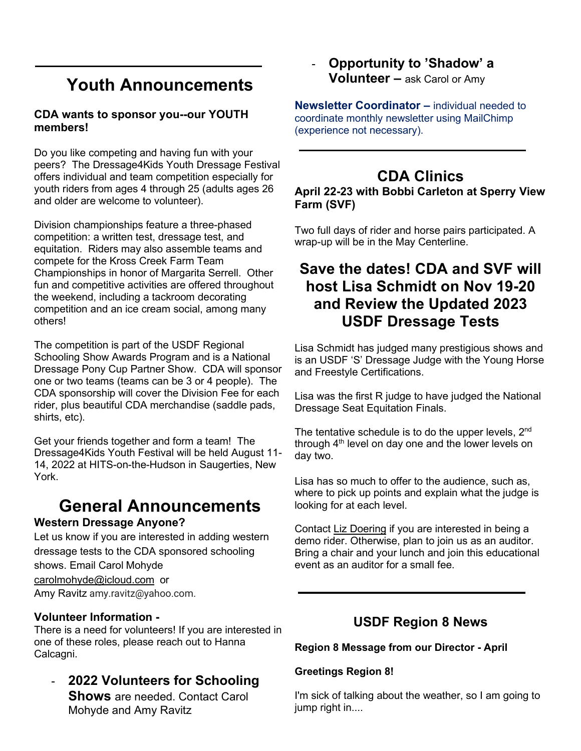## Youth Announcements

**CDA wants to sponsor you--our YOUTH members!**

Do you like competing and having fun with your peers? The Dressage4Kids Youth Dressage Festival offers individual and team competition especially for youth riders from ages 4 through 25 (adults ages 26 and older are welcome to volunteer).

Division championships feature a three-phased competition: a written test, dressage test, and equitation. Riders may also assemble teams and compete for the Kross Creek Farm Team Championships in honor of Margarita Serrell. Other fun and competitive activities are offered throughout the weekend, including a tackroom decorating competition and an ice cream social, among many others!

The competition is part of the USDF Regional Schooling Show Awards Program and is a National Dressage Pony Cup Partner Show. CDA will sponsor one or two teams (teams can be 3 or 4 people). The CDA sponsorship will cover the Division Fee for each rider, plus beautiful CDA merchandise (saddle pads, shirts, etc).

Get your friends together and form a team! The Dressage4Kids Youth Festival will be held August 11-14, 2022 at HITS-on-the-Hudson in Saugerties, New York.

## General Announcements

**Western Dressage Anyone?**

Let us know if you are interested in adding western dressage tests to the CDA sponsored schooling shows. Email Carol Mohyde carolmohyde@icloud.com or Amy Ravitz amy.ravitz@yahoo.com.

**Volunteer Information -**

There is a need for volunteers! If you are interested in one of these roles, please reach out to Hanna Calcagni.

- **2022 Volunteers for Schooling Shows** are needed. Contact Carol Mohyde and Amy Ravitz
- **Opportunity to 'Shadow' a Volunteer –** ask Carol or Amy

**Newsletter Coordinator –** individual needed to coordinate monthly newsletter using MailChimp (experience not necessary).

## CDA Clinics

**April 22-23 with Bobbi Carleton at Sperry View Farm (SVF)**

Two full days of rider and horse pairs participated. A wrap-up will be in the May Centerline.

## Save the dates! CDA and SVF will host Lisa Schmidt on Nov 19-20 and Review the Updated 2023 USDF Dressage Tests

Lisa Schmidt has judged many prestigious shows and is an USDF 'S' Dressage Judge with the Young Horse and Freestyle Certifications.

Lisa was the first R judge to have judged the National Dressage Seat Equitation Finals.

The tentative schedule is to do the upper levels, 2nd through 4th level on day one and the lower levels on day two.

Lisa has so much to offer to the audience, such as, where to pick up points and explain what the judge is looking for at each level.

Contact Liz Doering if you are interested in being a demo rider. Otherwise, plan to join us as an auditor. Bring a chair and your lunch and join this educational event as an auditor for a small fee.

### USDF Region 8 News

**Region 8 Message from our Director - April**

**Greetings Region 8!**

I'm sick of talking about the weather, so I am going to jump right in....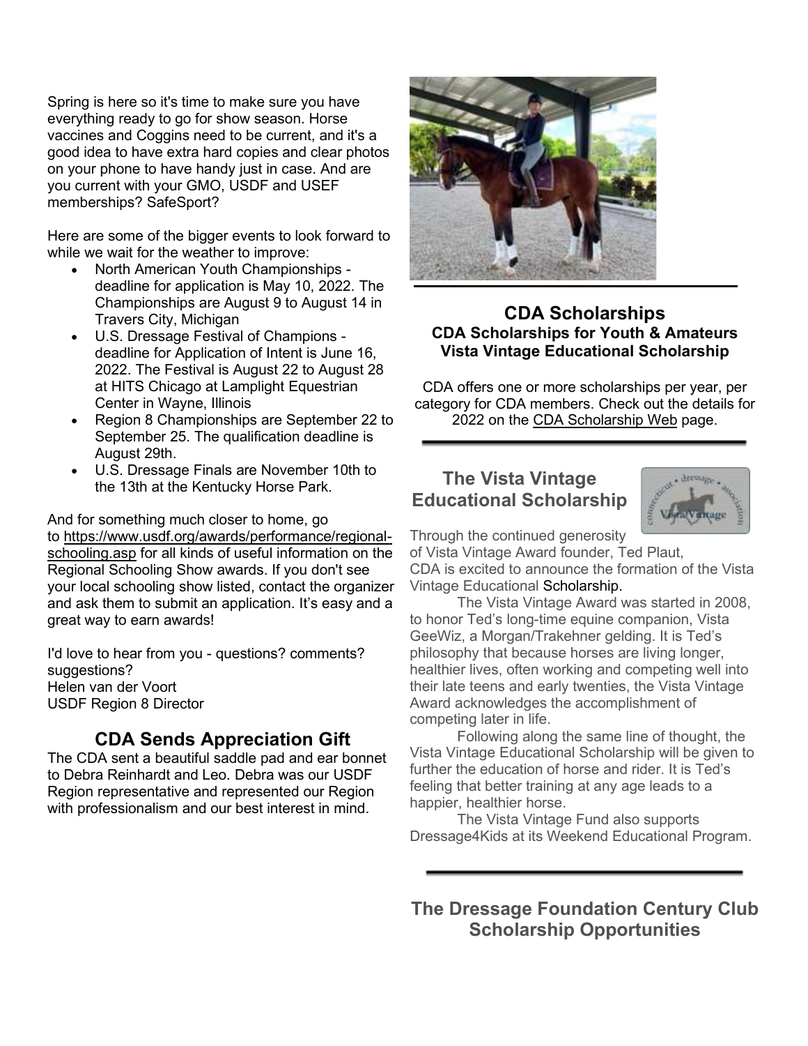Spring is here so it's time to make sure you have everything ready to go for show season. Horse vaccines and Coggins need to be current, and it's a good idea to have extra hard copies and clear photos on your phone to have handy just in case. And are you current with your GMO, USDF and USEF memberships? SafeSport?

Here are some of the bigger events to look forward to while we wait for the weather to improve:

- North American Youth Championships - deadline for application is May 10, 2022. The Championships are August 9 to August 14 in Travers City, Michigan
- U.S. Dressage Festival of Champions - deadline for Application of Intent is June 16, 2022. The Festival is August 22 to August 28 at HITS Chicago at Lamplight Equestrian Center in Wayne, Illinois
- Region 8 Championships are September 22 to September 25. The qualification deadline is August 29th.
- U.S. Dressage Finals are November 10th to the 13th at the Kentucky Horse Park.

And for something much closer to home, go to https://www.usdf.org/awards/performance/regional-schooling.asp for all kinds of useful information on the Regional Schooling Show awards. If you don't see your local schooling show listed, contact the organizer and ask them to submit an application. It's easy and a great way to earn awards!

I'd love to hear from you - questions? comments? suggestions?
Helen van der Voort
USDF Region 8 Director

## CDA Sends Appreciation Gift

The CDA sent a beautiful saddle pad and ear bonnet to Debra Reinhardt and Leo. Debra was our USDF Region representative and represented our Region with professionalism and our best interest in mind.

## CDA Scholarships

**CDA Scholarships for Youth & Amateurs**
**Vista Vintage Educational Scholarship**

CDA offers one or more scholarships per year, per category for CDA members. Check out the details for 2022 on the CDA Scholarship Web page.

## The Vista Vintage Educational Scholarship

Through the continued generosity of Vista Vintage Award founder, Ted Plaut, CDA is excited to announce the formation of the Vista Vintage Educational Scholarship.

The Vista Vintage Award was started in 2008, to honor Ted's long-time equine companion, Vista GeeWiz, a Morgan/Trakehner gelding. It is Ted's philosophy that because horses are living longer, healthier lives, often working and competing well into their late teens and early twenties, the Vista Vintage Award acknowledges the accomplishment of competing later in life.

Following along the same line of thought, the Vista Vintage Educational Scholarship will be given to further the education of horse and rider. It is Ted's feeling that better training at any age leads to a happier, healthier horse.

The Vista Vintage Fund also supports Dressage4Kids at its Weekend Educational Program.

## The Dressage Foundation Century Club Scholarship Opportunities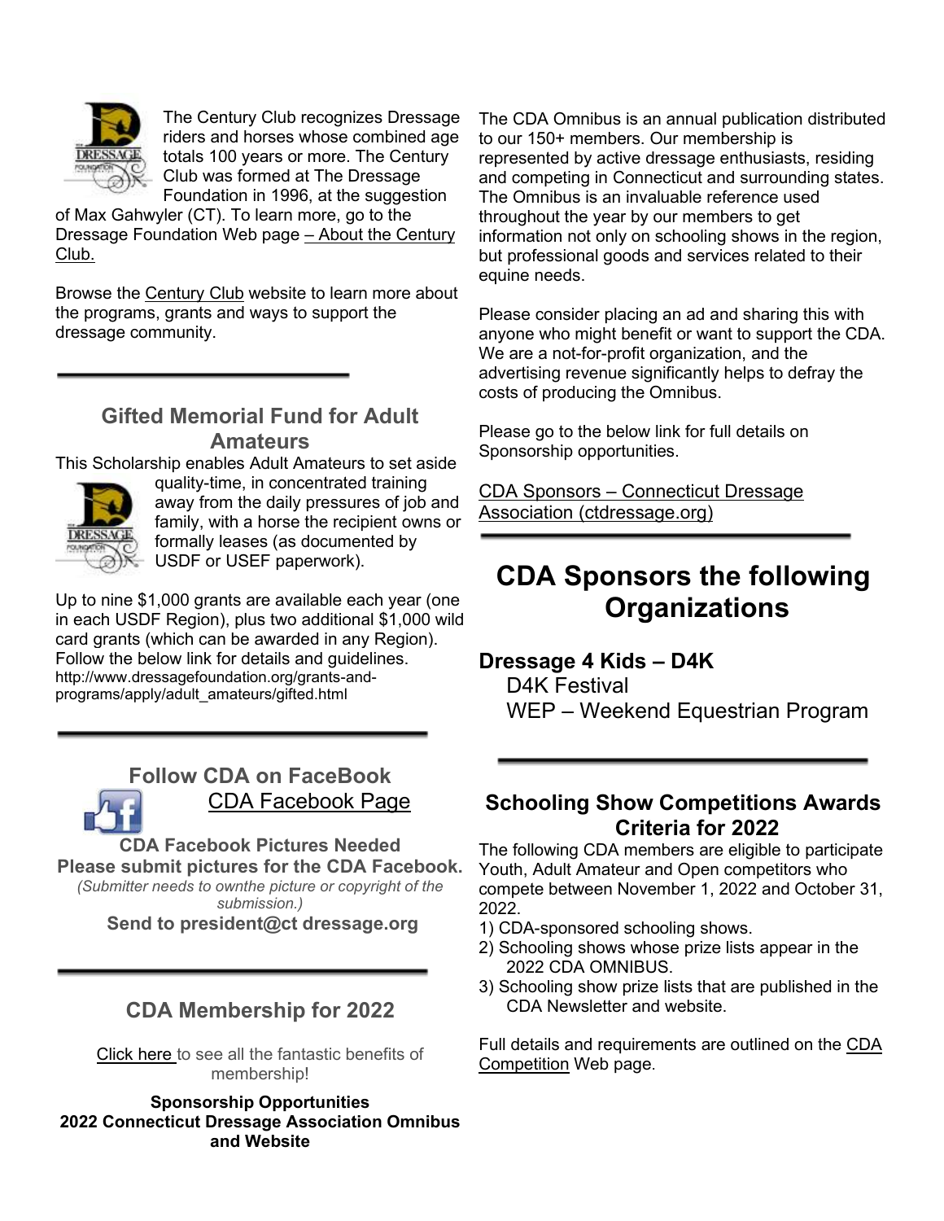The Century Club recognizes Dressage riders and horses whose combined age totals 100 years or more. The Century Club was formed at The Dressage Foundation in 1996, at the suggestion of Max Gahwyler (CT). To learn more, go to the Dressage Foundation Web page – About the Century Club.

Browse the Century Club website to learn more about the programs, grants and ways to support the dressage community.

---

## Gifted Memorial Fund for Adult Amateurs

This Scholarship enables Adult Amateurs to set aside quality-time, in concentrated training away from the daily pressures of job and family, with a horse the recipient owns or formally leases (as documented by USDF or USEF paperwork).

Up to nine $1,000 grants are available each year (one in each USDF Region), plus two additional $1,000 wild card grants (which can be awarded in any Region). Follow the below link for details and guidelines.
http://www.dressagefoundation.org/grants-and-programs/apply/adult_amateurs/gifted.html

---

## Follow CDA on FaceBook

CDA Facebook Page

**CDA Facebook Pictures Needed**
**Please submit pictures for the CDA Facebook.**
*(Submitter needs to ownthe picture or copyright of the submission.)*
**Send to president@ct dressage.org**

---

## CDA Membership for 2022

Click here to see all the fantastic benefits of membership!

**Sponsorship Opportunities**
**2022 Connecticut Dressage Association Omnibus and Website**

The CDA Omnibus is an annual publication distributed to our 150+ members. Our membership is represented by active dressage enthusiasts, residing and competing in Connecticut and surrounding states. The Omnibus is an invaluable reference used throughout the year by our members to get information not only on schooling shows in the region, but professional goods and services related to their equine needs.

Please consider placing an ad and sharing this with anyone who might benefit or want to support the CDA. We are a not-for-profit organization, and the advertising revenue significantly helps to defray the costs of producing the Omnibus.

Please go to the below link for full details on Sponsorship opportunities.

CDA Sponsors – Connecticut Dressage Association (ctdressage.org)

---

# CDA Sponsors the following Organizations

### Dressage 4 Kids – D4K

D4K Festival
WEP – Weekend Equestrian Program

---

## Schooling Show Competitions Awards Criteria for 2022

The following CDA members are eligible to participate Youth, Adult Amateur and Open competitors who compete between November 1, 2022 and October 31, 2022.

1) CDA-sponsored schooling shows.
2) Schooling shows whose prize lists appear in the 2022 CDA OMNIBUS.
3) Schooling show prize lists that are published in the CDA Newsletter and website.

Full details and requirements are outlined on the CDA Competition Web page.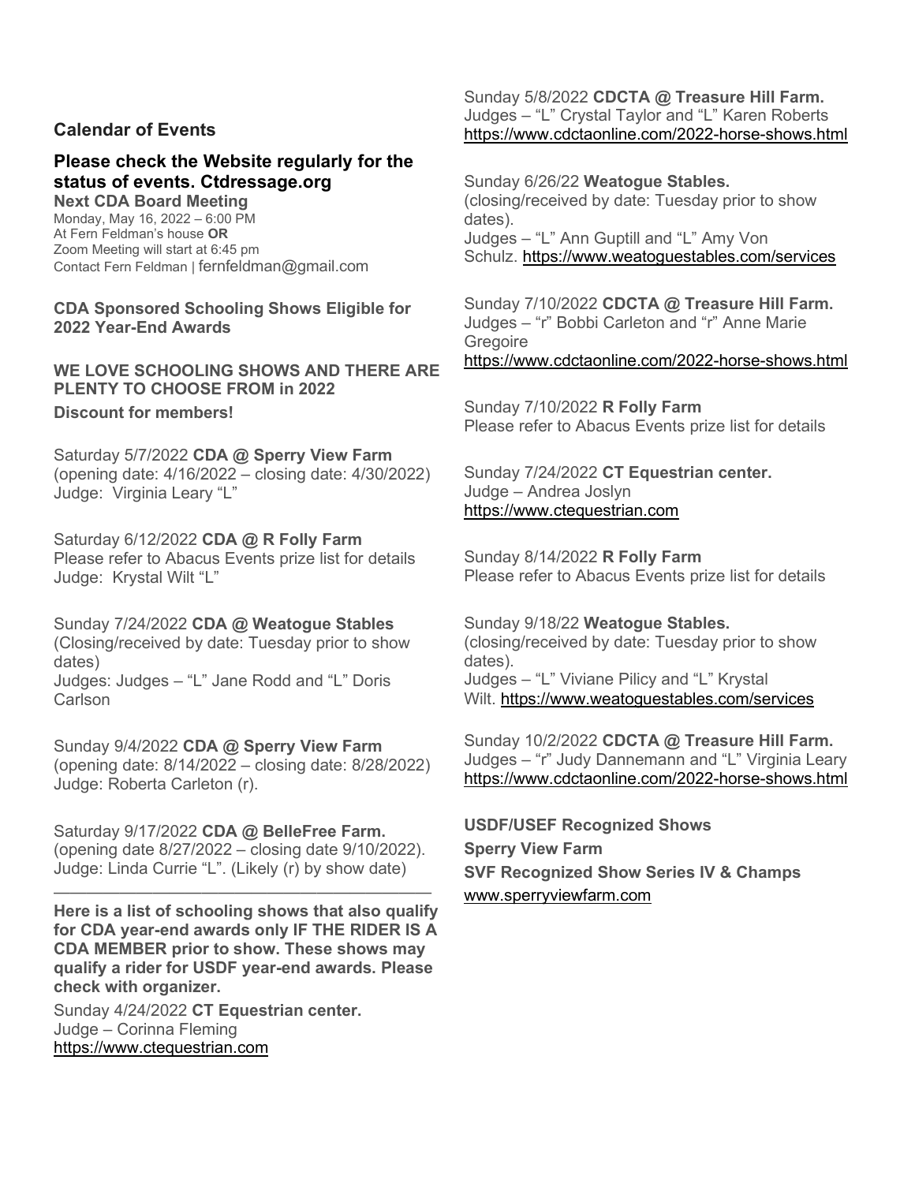## Calendar of Events

### Please check the Website regularly for the status of events. Ctdressage.org

**Next CDA Board Meeting**
Monday, May 16, 2022 – 6:00 PM
At Fern Feldman's house **OR**
Zoom Meeting will start at 6:45 pm
Contact Fern Feldman | fernfeldman@gmail.com

**CDA Sponsored Schooling Shows Eligible for 2022 Year-End Awards**

**WE LOVE SCHOOLING SHOWS AND THERE ARE PLENTY TO CHOOSE FROM in 2022**

**Discount for members!**

Saturday 5/7/2022 **CDA @ Sperry View Farm**
(opening date: 4/16/2022 – closing date: 4/30/2022)
Judge: Virginia Leary "L"

Saturday 6/12/2022 **CDA @ R Folly Farm**
Please refer to Abacus Events prize list for details
Judge: Krystal Wilt "L"

Sunday 7/24/2022 **CDA @ Weatogue Stables**
(Closing/received by date: Tuesday prior to show dates)
Judges: Judges – "L" Jane Rodd and "L" Doris Carlson

Sunday 9/4/2022 **CDA @ Sperry View Farm**
(opening date: 8/14/2022 – closing date: 8/28/2022)
Judge: Roberta Carleton (r).

Saturday 9/17/2022 **CDA @ BelleFree Farm.**
(opening date 8/27/2022 – closing date 9/10/2022).
Judge: Linda Currie "L". (Likely (r) by show date)

---

**Here is a list of schooling shows that also qualify for CDA year-end awards only IF THE RIDER IS A CDA MEMBER prior to show. These shows may qualify a rider for USDF year-end awards. Please check with organizer.**

Sunday 4/24/2022 **CT Equestrian center.**
Judge – Corinna Fleming
https://www.ctequestrian.com

Sunday 5/8/2022 **CDCTA @ Treasure Hill Farm.**
Judges – "L" Crystal Taylor and "L" Karen Roberts
https://www.cdctaonline.com/2022-horse-shows.html

Sunday 6/26/22 **Weatogue Stables.**
(closing/received by date: Tuesday prior to show dates).
Judges – "L" Ann Guptill and "L" Amy Von Schulz. https://www.weatoguestables.com/services

Sunday 7/10/2022 **CDCTA @ Treasure Hill Farm.**
Judges – "r" Bobbi Carleton and "r" Anne Marie Gregoire
https://www.cdctaonline.com/2022-horse-shows.html

Sunday 7/10/2022 **R Folly Farm**
Please refer to Abacus Events prize list for details

Sunday 7/24/2022 **CT Equestrian center.**
Judge – Andrea Joslyn
https://www.ctequestrian.com

Sunday 8/14/2022 **R Folly Farm**
Please refer to Abacus Events prize list for details

Sunday 9/18/22 **Weatogue Stables.**
(closing/received by date: Tuesday prior to show dates).
Judges – "L" Viviane Pilicy and "L" Krystal Wilt. https://www.weatoguestables.com/services

Sunday 10/2/2022 **CDCTA @ Treasure Hill Farm.**
Judges – "r" Judy Dannemann and "L" Virginia Leary
https://www.cdctaonline.com/2022-horse-shows.html

**USDF/USEF Recognized Shows**

**Sperry View Farm**

**SVF Recognized Show Series IV & Champs**

www.sperryviewfarm.com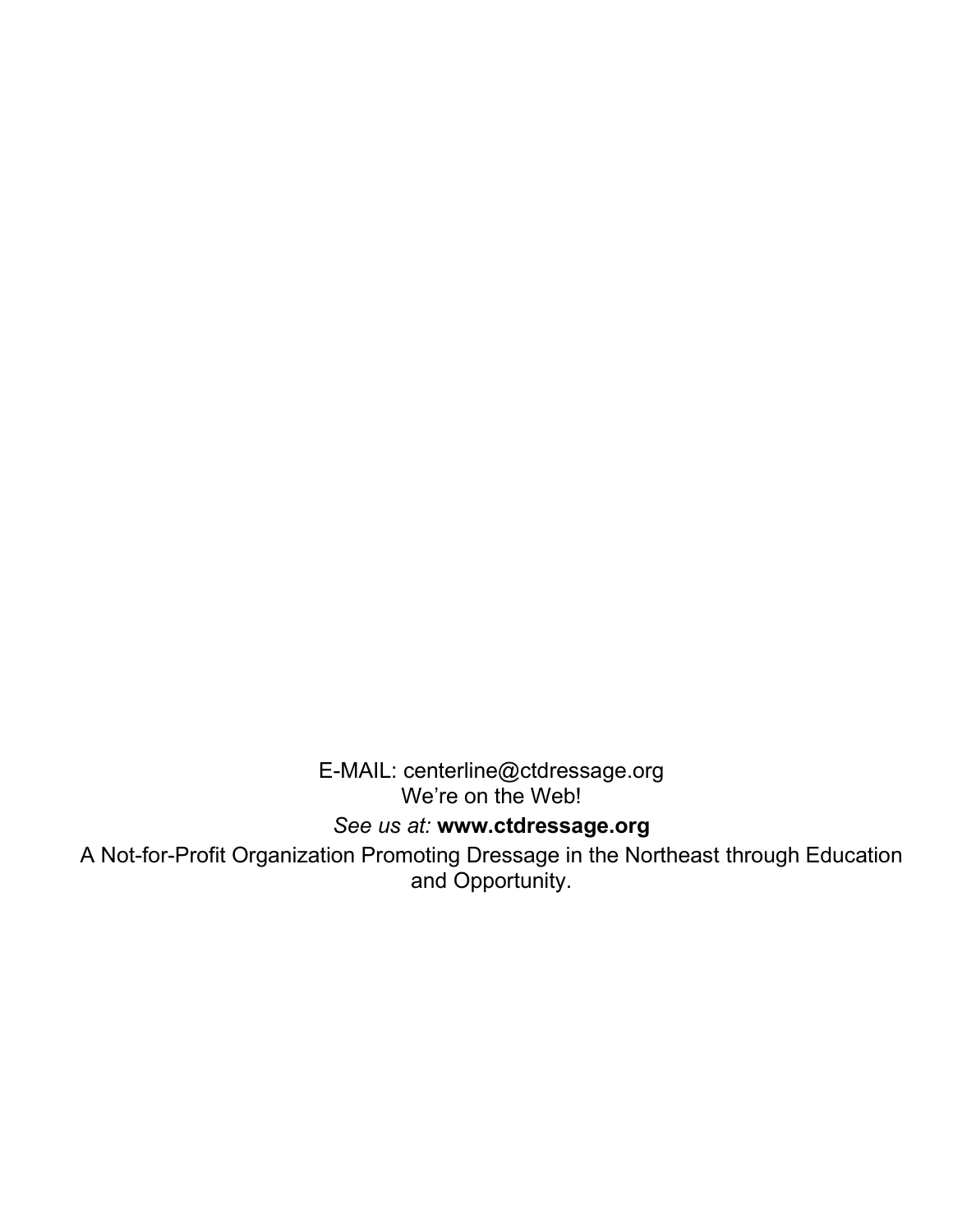E-MAIL: centerline@ctdressage.org

We're on the Web!

*See us at:* **www.ctdressage.org**

A Not-for-Profit Organization Promoting Dressage in the Northeast through Education and Opportunity.